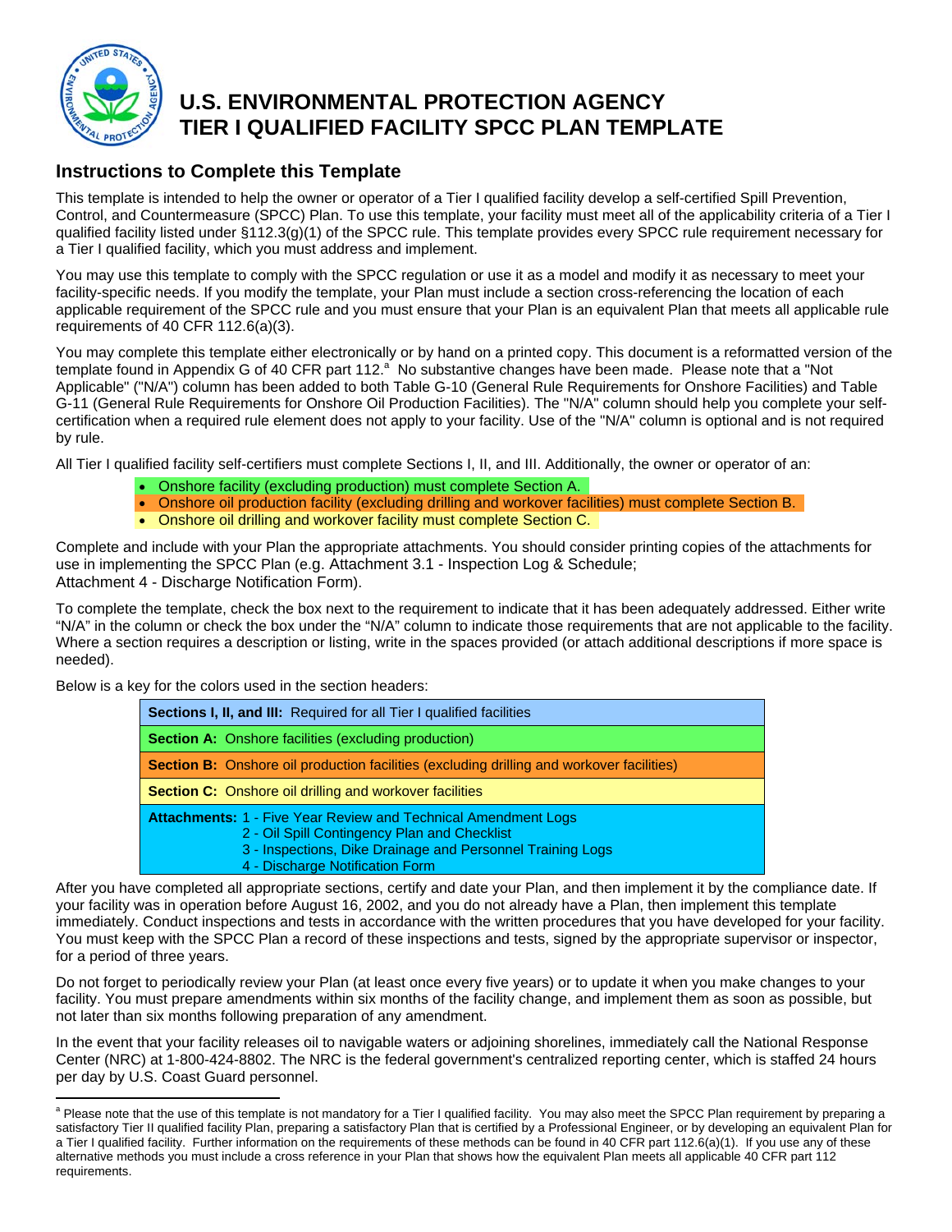# U.S. ENVIRONMENTAL PROTECTION AGENCY
# TIER I QUALIFIED FACILITY SPCC PLAN TEMPLATE

## Instructions to Complete this Template

This template is intended to help the owner or operator of a Tier I qualified facility develop a self-certified Spill Prevention, Control, and Countermeasure (SPCC) Plan. To use this template, your facility must meet all of the applicability criteria of a Tier I qualified facility listed under §112.3(g)(1) of the SPCC rule. This template provides every SPCC rule requirement necessary for a Tier I qualified facility, which you must address and implement.

You may use this template to comply with the SPCC regulation or use it as a model and modify it as necessary to meet your facility-specific needs. If you modify the template, your Plan must include a section cross-referencing the location of each applicable requirement of the SPCC rule and you must ensure that your Plan is an equivalent Plan that meets all applicable rule requirements of 40 CFR 112.6(a)(3).

You may complete this template either electronically or by hand on a printed copy. This document is a reformatted version of the template found in Appendix G of 40 CFR part 112.[a] No substantive changes have been made. Please note that a "Not Applicable" ("N/A") column has been added to both Table G-10 (General Rule Requirements for Onshore Facilities) and Table G-11 (General Rule Requirements for Onshore Oil Production Facilities). The "N/A" column should help you complete your self-certification when a required rule element does not apply to your facility. Use of the "N/A" column is optional and is not required by rule.

All Tier I qualified facility self-certifiers must complete Sections I, II, and III. Additionally, the owner or operator of an:

- Onshore facility (excluding production) must complete Section A.
- Onshore oil production facility (excluding drilling and workover facilities) must complete Section B.
- Onshore oil drilling and workover facility must complete Section C.

Complete and include with your Plan the appropriate attachments. You should consider printing copies of the attachments for use in implementing the SPCC Plan (e.g. Attachment 3.1 - Inspection Log & Schedule; Attachment 4 - Discharge Notification Form).

To complete the template, check the box next to the requirement to indicate that it has been adequately addressed. Either write "N/A" in the column or check the box under the "N/A" column to indicate those requirements that are not applicable to the facility. Where a section requires a description or listing, write in the spaces provided (or attach additional descriptions if more space is needed).

Below is a key for the colors used in the section headers:

| Key |
|---|
| **Sections I, II, and III:** Required for all Tier I qualified facilities |
| **Section A:** Onshore facilities (excluding production) |
| **Section B:** Onshore oil production facilities (excluding drilling and workover facilities) |
| **Section C:** Onshore oil drilling and workover facilities |
| **Attachments:** 1 - Five Year Review and Technical Amendment Logs<br>2 - Oil Spill Contingency Plan and Checklist<br>3 - Inspections, Dike Drainage and Personnel Training Logs<br>4 - Discharge Notification Form |

After you have completed all appropriate sections, certify and date your Plan, and then implement it by the compliance date. If your facility was in operation before August 16, 2002, and you do not already have a Plan, then implement this template immediately. Conduct inspections and tests in accordance with the written procedures that you have developed for your facility. You must keep with the SPCC Plan a record of these inspections and tests, signed by the appropriate supervisor or inspector, for a period of three years.

Do not forget to periodically review your Plan (at least once every five years) or to update it when you make changes to your facility. You must prepare amendments within six months of the facility change, and implement them as soon as possible, but not later than six months following preparation of any amendment.

In the event that your facility releases oil to navigable waters or adjoining shorelines, immediately call the National Response Center (NRC) at 1-800-424-8802. The NRC is the federal government's centralized reporting center, which is staffed 24 hours per day by U.S. Coast Guard personnel.

---

[a] Please note that the use of this template is not mandatory for a Tier I qualified facility. You may also meet the SPCC Plan requirement by preparing a satisfactory Tier II qualified facility Plan, preparing a satisfactory Plan that is certified by a Professional Engineer, or by developing an equivalent Plan for a Tier I qualified facility. Further information on the requirements of these methods can be found in 40 CFR part 112.6(a)(1). If you use any of these alternative methods you must include a cross reference in your Plan that shows how the equivalent Plan meets all applicable 40 CFR part 112 requirements.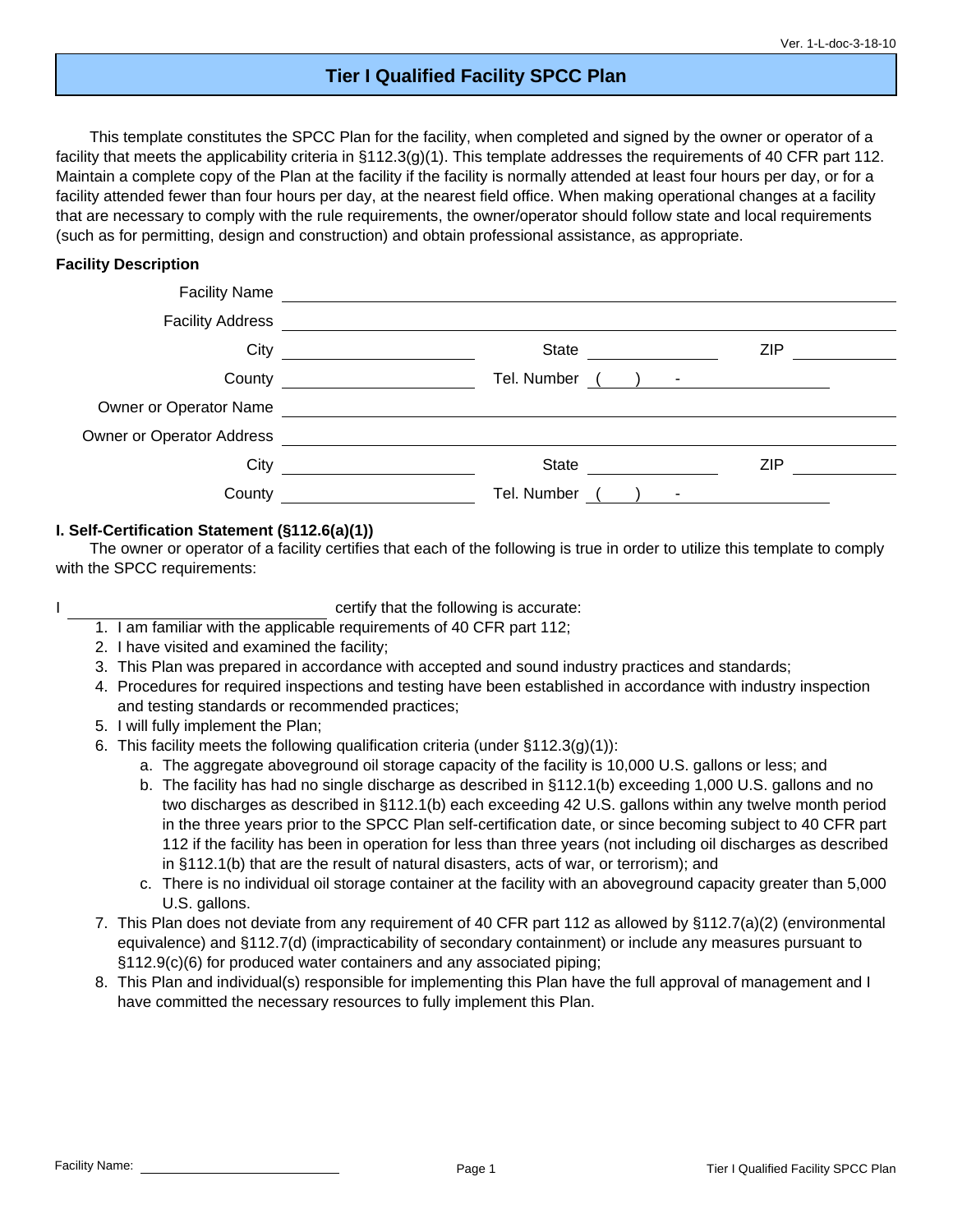Ver. 1-L-doc-3-18-10

# Tier I Qualified Facility SPCC Plan

This template constitutes the SPCC Plan for the facility, when completed and signed by the owner or operator of a facility that meets the applicability criteria in §112.3(g)(1). This template addresses the requirements of 40 CFR part 112. Maintain a complete copy of the Plan at the facility if the facility is normally attended at least four hours per day, or for a facility attended fewer than four hours per day, at the nearest field office. When making operational changes at a facility that are necessary to comply with the rule requirements, the owner/operator should follow state and local requirements (such as for permitting, design and construction) and obtain professional assistance, as appropriate.

**Facility Description**

Facility Name ______________________________

Facility Address ______________________________

City ____________ State ____________ ZIP ____________

County ____________ Tel. Number ( ) - ____________

Owner or Operator Name ______________________________

Owner or Operator Address ______________________________

City ____________ State ____________ ZIP ____________

County ____________ Tel. Number ( ) - ____________

## I. Self-Certification Statement (§112.6(a)(1))

The owner or operator of a facility certifies that each of the following is true in order to utilize this template to comply with the SPCC requirements:

I ______________________________ certify that the following is accurate:

1. I am familiar with the applicable requirements of 40 CFR part 112;
2. I have visited and examined the facility;
3. This Plan was prepared in accordance with accepted and sound industry practices and standards;
4. Procedures for required inspections and testing have been established in accordance with industry inspection and testing standards or recommended practices;
5. I will fully implement the Plan;
6. This facility meets the following qualification criteria (under §112.3(g)(1)):
   a. The aggregate aboveground oil storage capacity of the facility is 10,000 U.S. gallons or less; and
   b. The facility has had no single discharge as described in §112.1(b) exceeding 1,000 U.S. gallons and no two discharges as described in §112.1(b) each exceeding 42 U.S. gallons within any twelve month period in the three years prior to the SPCC Plan self-certification date, or since becoming subject to 40 CFR part 112 if the facility has been in operation for less than three years (not including oil discharges as described in §112.1(b) that are the result of natural disasters, acts of war, or terrorism); and
   c. There is no individual oil storage container at the facility with an aboveground capacity greater than 5,000 U.S. gallons.
7. This Plan does not deviate from any requirement of 40 CFR part 112 as allowed by §112.7(a)(2) (environmental equivalence) and §112.7(d) (impracticability of secondary containment) or include any measures pursuant to §112.9(c)(6) for produced water containers and any associated piping;
8. This Plan and individual(s) responsible for implementing this Plan have the full approval of management and I have committed the necessary resources to fully implement this Plan.

Facility Name: ______________________________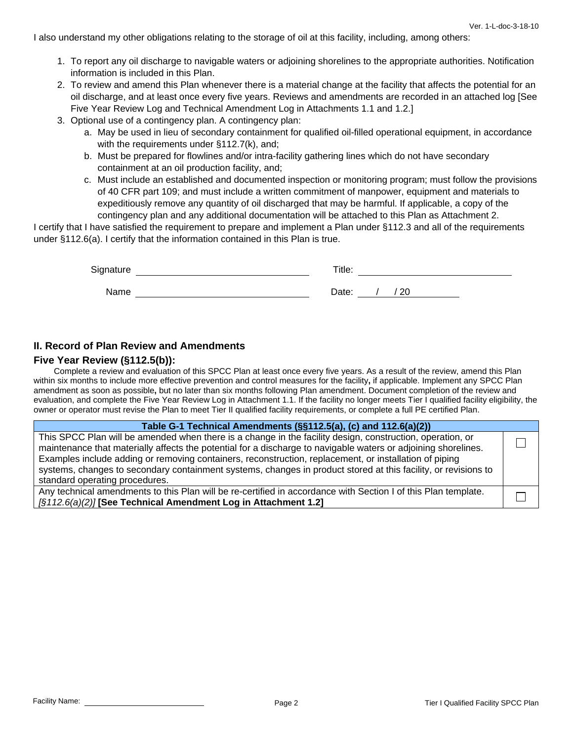I also understand my other obligations relating to the storage of oil at this facility, including, among others:

1. To report any oil discharge to navigable waters or adjoining shorelines to the appropriate authorities. Notification information is included in this Plan.
2. To review and amend this Plan whenever there is a material change at the facility that affects the potential for an oil discharge, and at least once every five years. Reviews and amendments are recorded in an attached log [See Five Year Review Log and Technical Amendment Log in Attachments 1.1 and 1.2.]
3. Optional use of a contingency plan. A contingency plan:
    a. May be used in lieu of secondary containment for qualified oil-filled operational equipment, in accordance with the requirements under §112.7(k), and;
    b. Must be prepared for flowlines and/or intra-facility gathering lines which do not have secondary containment at an oil production facility, and;
    c. Must include an established and documented inspection or monitoring program; must follow the provisions of 40 CFR part 109; and must include a written commitment of manpower, equipment and materials to expeditiously remove any quantity of oil discharged that may be harmful. If applicable, a copy of the contingency plan and any additional documentation will be attached to this Plan as Attachment 2.

I certify that I have satisfied the requirement to prepare and implement a Plan under §112.3 and all of the requirements under §112.6(a). I certify that the information contained in this Plan is true.

Signature ______________________________ Title: ______________________________

Name ______________________________ Date: ____ / ____ / 20____

## II. Record of Plan Review and Amendments

### Five Year Review (§112.5(b)):

Complete a review and evaluation of this SPCC Plan at least once every five years. As a result of the review, amend this Plan within six months to include more effective prevention and control measures for the facility**,** if applicable. Implement any SPCC Plan amendment as soon as possible**,** but no later than six months following Plan amendment. Document completion of the review and evaluation, and complete the Five Year Review Log in Attachment 1.1. If the facility no longer meets Tier I qualified facility eligibility, the owner or operator must revise the Plan to meet Tier II qualified facility requirements, or complete a full PE certified Plan.

| **Table G-1 Technical Amendments (§§112.5(a), (c) and 112.6(a)(2))** | |
|---|---|
| This SPCC Plan will be amended when there is a change in the facility design, construction, operation, or maintenance that materially affects the potential for a discharge to navigable waters or adjoining shorelines. Examples include adding or removing containers, reconstruction, replacement, or installation of piping systems, changes to secondary containment systems, changes in product stored at this facility, or revisions to standard operating procedures. | ☐ |
| Any technical amendments to this Plan will be re-certified in accordance with Section I of this Plan template. *[§112.6(a)(2)]* **[See Technical Amendment Log in Attachment 1.2]** | ☐ |

Facility Name: ______________________________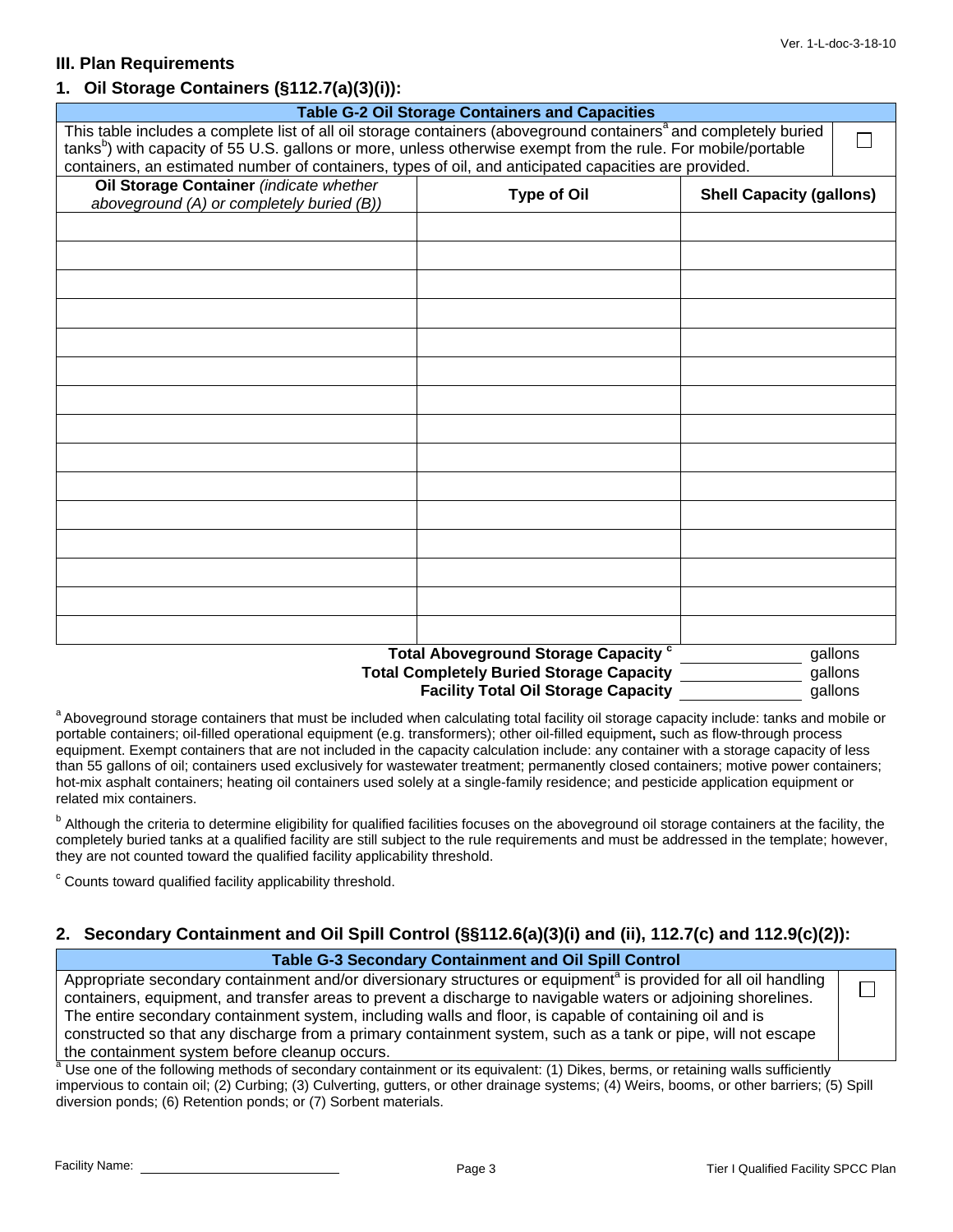## III. Plan Requirements

### 1. Oil Storage Containers (§112.7(a)(3)(i)):

| Table G-2 Oil Storage Containers and Capacities | | |
|---|---|---|
| This table includes a complete list of all oil storage containers (aboveground containers[a] and completely buried tanks[b]) with capacity of 55 U.S. gallons or more, unless otherwise exempt from the rule. For mobile/portable containers, an estimated number of containers, types of oil, and anticipated capacities are provided. | | ☐ |
| **Oil Storage Container** *(indicate whether aboveground (A) or completely buried (B))* | **Type of Oil** | **Shell Capacity (gallons)** |
| | | |
| | | |
| | | |
| | | |
| | | |
| | | |
| | | |
| | | |
| | | |
| | | |
| | | |
| | | |
| | | |
| | | |
| | | |

**Total Aboveground Storage Capacity** [c] ____________ gallons

**Total Completely Buried Storage Capacity** ____________ gallons

**Facility Total Oil Storage Capacity** ____________ gallons

[a] Aboveground storage containers that must be included when calculating total facility oil storage capacity include: tanks and mobile or portable containers; oil-filled operational equipment (e.g. transformers); other oil-filled equipment**,** such as flow-through process equipment. Exempt containers that are not included in the capacity calculation include: any container with a storage capacity of less than 55 gallons of oil; containers used exclusively for wastewater treatment; permanently closed containers; motive power containers; hot-mix asphalt containers; heating oil containers used solely at a single-family residence; and pesticide application equipment or related mix containers.

[b] Although the criteria to determine eligibility for qualified facilities focuses on the aboveground oil storage containers at the facility, the completely buried tanks at a qualified facility are still subject to the rule requirements and must be addressed in the template; however, they are not counted toward the qualified facility applicability threshold.

[c] Counts toward qualified facility applicability threshold.

### 2. Secondary Containment and Oil Spill Control (§§112.6(a)(3)(i) and (ii), 112.7(c) and 112.9(c)(2)):

| Table G-3 Secondary Containment and Oil Spill Control | |
|---|---|
| Appropriate secondary containment and/or diversionary structures or equipment[a] is provided for all oil handling containers, equipment, and transfer areas to prevent a discharge to navigable waters or adjoining shorelines. The entire secondary containment system, including walls and floor, is capable of containing oil and is constructed so that any discharge from a primary containment system, such as a tank or pipe, will not escape the containment system before cleanup occurs. | ☐ |

[a] Use one of the following methods of secondary containment or its equivalent: (1) Dikes, berms, or retaining walls sufficiently impervious to contain oil; (2) Curbing; (3) Culverting, gutters, or other drainage systems; (4) Weirs, booms, or other barriers; (5) Spill diversion ponds; (6) Retention ponds; or (7) Sorbent materials.

Facility Name: ______________________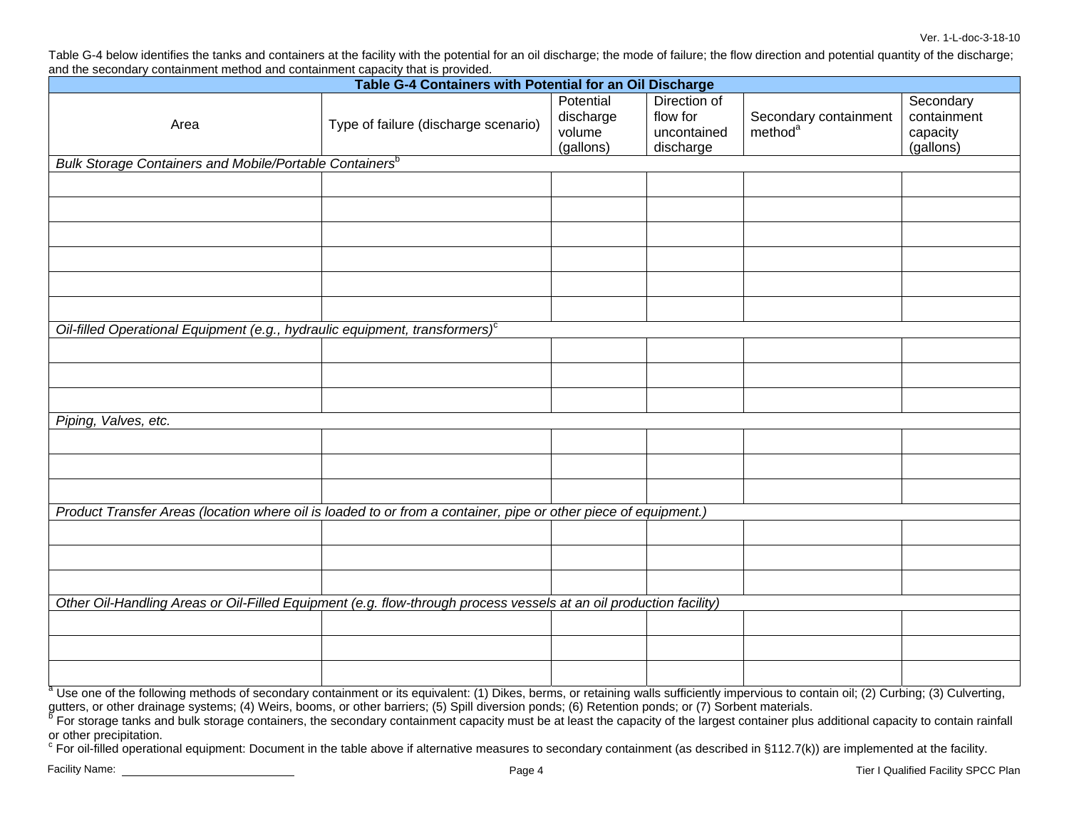Table G-4 below identifies the tanks and containers at the facility with the potential for an oil discharge; the mode of failure; the flow direction and potential quantity of the discharge; and the secondary containment method and containment capacity that is provided.

| Table G-4 Containers with Potential for an Oil Discharge | | | | | |
|---|---|---|---|---|---|
| Area | Type of failure (discharge scenario) | Potential discharge volume (gallons) | Direction of flow for uncontained discharge | Secondary containment method[a] | Secondary containment capacity (gallons) |
| *Bulk Storage Containers and Mobile/Portable Containers*[b] | | | | | |
| | | | | | |
| | | | | | |
| | | | | | |
| | | | | | |
| | | | | | |
| | | | | | |
| *Oil-filled Operational Equipment (e.g., hydraulic equipment, transformers)*[c] | | | | | |
| | | | | | |
| | | | | | |
| | | | | | |
| *Piping, Valves, etc.* | | | | | |
| | | | | | |
| | | | | | |
| | | | | | |
| *Product Transfer Areas (location where oil is loaded to or from a container, pipe or other piece of equipment.)* | | | | | |
| | | | | | |
| | | | | | |
| | | | | | |
| *Other Oil-Handling Areas or Oil-Filled Equipment (e.g. flow-through process vessels at an oil production facility)* | | | | | |
| | | | | | |
| | | | | | |
| | | | | | |

[a] Use one of the following methods of secondary containment or its equivalent: (1) Dikes, berms, or retaining walls sufficiently impervious to contain oil; (2) Curbing; (3) Culverting, gutters, or other drainage systems; (4) Weirs, booms, or other barriers; (5) Spill diversion ponds; (6) Retention ponds; or (7) Sorbent materials.

[b] For storage tanks and bulk storage containers, the secondary containment capacity must be at least the capacity of the largest container plus additional capacity to contain rainfall or other precipitation.

[c] For oil-filled operational equipment: Document in the table above if alternative measures to secondary containment (as described in §112.7(k)) are implemented at the facility.

Facility Name: ____________________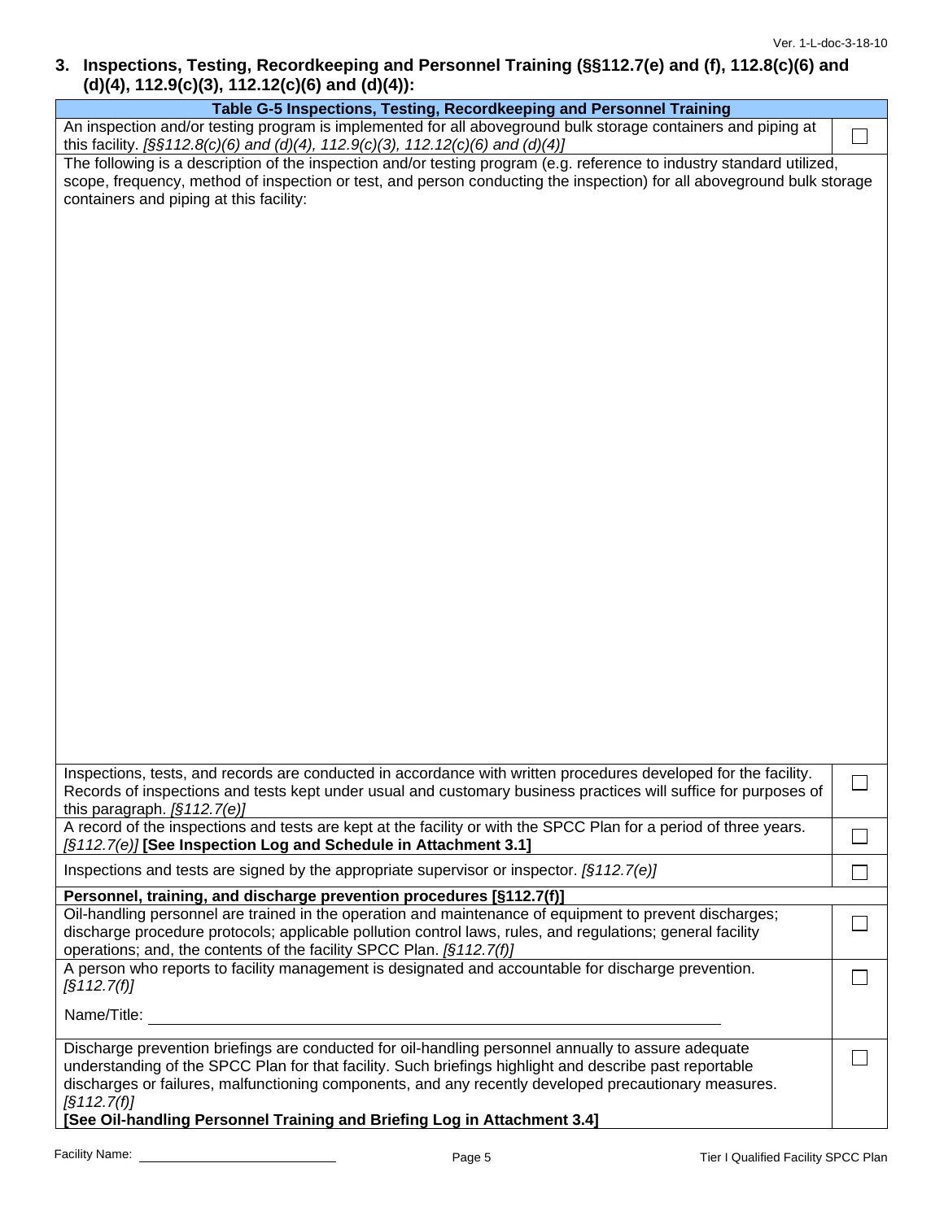## 3. Inspections, Testing, Recordkeeping and Personnel Training (§§112.7(e) and (f), 112.8(c)(6) and (d)(4), 112.9(c)(3), 112.12(c)(6) and (d)(4)):

| Table G-5 Inspections, Testing, Recordkeeping and Personnel Training | |
|---|---|
| An inspection and/or testing program is implemented for all aboveground bulk storage containers and piping at this facility. *[§§112.8(c)(6) and (d)(4), 112.9(c)(3), 112.12(c)(6) and (d)(4)]* | ☐ |
| The following is a description of the inspection and/or testing program (e.g. reference to industry standard utilized, scope, frequency, method of inspection or test, and person conducting the inspection) for all aboveground bulk storage containers and piping at this facility: | |
| Inspections, tests, and records are conducted in accordance with written procedures developed for the facility. Records of inspections and tests kept under usual and customary business practices will suffice for purposes of this paragraph. *[§112.7(e)]* | ☐ |
| A record of the inspections and tests are kept at the facility or with the SPCC Plan for a period of three years. *[§112.7(e)]* **[See Inspection Log and Schedule in Attachment 3.1]** | ☐ |
| Inspections and tests are signed by the appropriate supervisor or inspector. *[§112.7(e)]* | ☐ |
| **Personnel, training, and discharge prevention procedures [§112.7(f)]** | |
| Oil-handling personnel are trained in the operation and maintenance of equipment to prevent discharges; discharge procedure protocols; applicable pollution control laws, rules, and regulations; general facility operations; and, the contents of the facility SPCC Plan. *[§112.7(f)]* | ☐ |
| A person who reports to facility management is designated and accountable for discharge prevention. *[§112.7(f)]*<br><br>Name/Title: ______________________________ | ☐ |
| Discharge prevention briefings are conducted for oil-handling personnel annually to assure adequate understanding of the SPCC Plan for that facility. Such briefings highlight and describe past reportable discharges or failures, malfunctioning components, and any recently developed precautionary measures. *[§112.7(f)]*<br>**[See Oil-handling Personnel Training and Briefing Log in Attachment 3.4]** | ☐ |

Facility Name: ______________________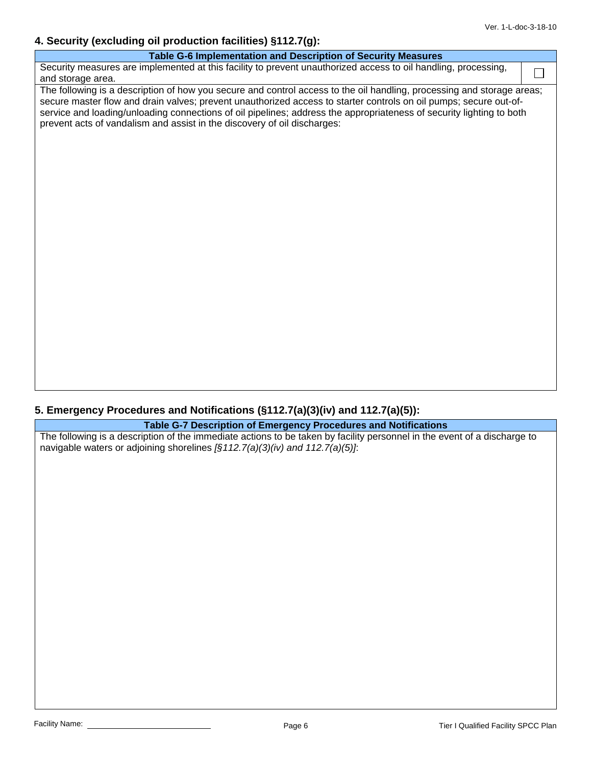## 4. Security (excluding oil production facilities) §112.7(g):

| Table G-6 Implementation and Description of Security Measures | |
|---|---|
| Security measures are implemented at this facility to prevent unauthorized access to oil handling, processing, and storage area. | ☐ |
| The following is a description of how you secure and control access to the oil handling, processing and storage areas; secure master flow and drain valves; prevent unauthorized access to starter controls on oil pumps; secure out-of-service and loading/unloading connections of oil pipelines; address the appropriateness of security lighting to both prevent acts of vandalism and assist in the discovery of oil discharges: | |

## 5. Emergency Procedures and Notifications (§112.7(a)(3)(iv) and 112.7(a)(5)):

| Table G-7 Description of Emergency Procedures and Notifications |
|---|
| The following is a description of the immediate actions to be taken by facility personnel in the event of a discharge to navigable waters or adjoining shorelines *[§112.7(a)(3)(iv) and 112.7(a)(5)]*: |

Facility Name: ______________________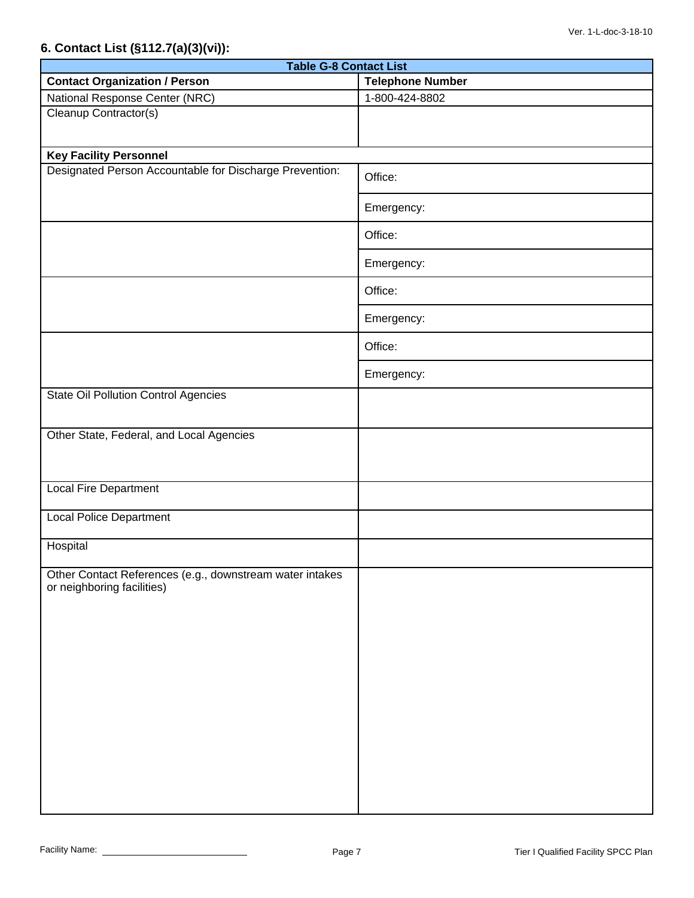## 6. Contact List (§112.7(a)(3)(vi)):

| Table G-8 Contact List | |
|---|---|
| **Contact Organization / Person** | **Telephone Number** |
| National Response Center (NRC) | 1-800-424-8802 |
| Cleanup Contractor(s) | |
| **Key Facility Personnel** | |
| Designated Person Accountable for Discharge Prevention: | Office: |
| | Emergency: |
| | Office: |
| | Emergency: |
| | Office: |
| | Emergency: |
| | Office: |
| | Emergency: |
| State Oil Pollution Control Agencies | |
| Other State, Federal, and Local Agencies | |
| Local Fire Department | |
| Local Police Department | |
| Hospital | |
| Other Contact References (e.g., downstream water intakes or neighboring facilities) | |

Facility Name: ______________________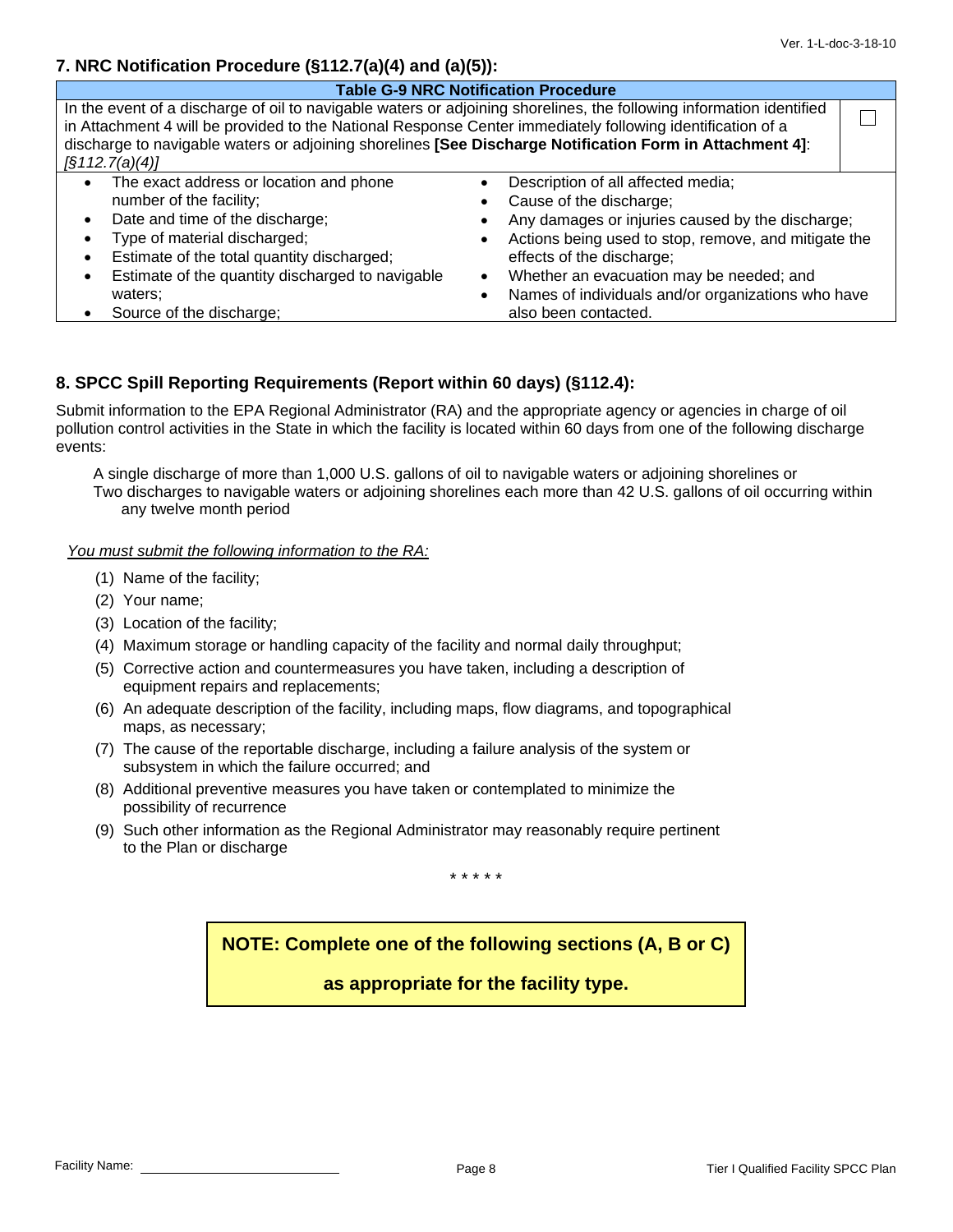## 7. NRC Notification Procedure (§112.7(a)(4) and (a)(5)):

| Table G-9 NRC Notification Procedure | |
|---|---|
| In the event of a discharge of oil to navigable waters or adjoining shorelines, the following information identified in Attachment 4 will be provided to the National Response Center immediately following identification of a discharge to navigable waters or adjoining shorelines **[See Discharge Notification Form in Attachment 4]**: *[§112.7(a)(4)]* | ☐ |

- The exact address or location and phone number of the facility;
- Date and time of the discharge;
- Type of material discharged;
- Estimate of the total quantity discharged;
- Estimate of the quantity discharged to navigable waters;
- Source of the discharge;
- Description of all affected media;
- Cause of the discharge;
- Any damages or injuries caused by the discharge;
- Actions being used to stop, remove, and mitigate the effects of the discharge;
- Whether an evacuation may be needed; and
- Names of individuals and/or organizations who have also been contacted.

## 8. SPCC Spill Reporting Requirements (Report within 60 days) (§112.4):

Submit information to the EPA Regional Administrator (RA) and the appropriate agency or agencies in charge of oil pollution control activities in the State in which the facility is located within 60 days from one of the following discharge events:

A single discharge of more than 1,000 U.S. gallons of oil to navigable waters or adjoining shorelines or
Two discharges to navigable waters or adjoining shorelines each more than 42 U.S. gallons of oil occurring within any twelve month period

*You must submit the following information to the RA:*

(1) Name of the facility;
(2) Your name;
(3) Location of the facility;
(4) Maximum storage or handling capacity of the facility and normal daily throughput;
(5) Corrective action and countermeasures you have taken, including a description of equipment repairs and replacements;
(6) An adequate description of the facility, including maps, flow diagrams, and topographical maps, as necessary;
(7) The cause of the reportable discharge, including a failure analysis of the system or subsystem in which the failure occurred; and
(8) Additional preventive measures you have taken or contemplated to minimize the possibility of recurrence
(9) Such other information as the Regional Administrator may reasonably require pertinent to the Plan or discharge

\* \* \* \* \*

**NOTE: Complete one of the following sections (A, B or C) as appropriate for the facility type.**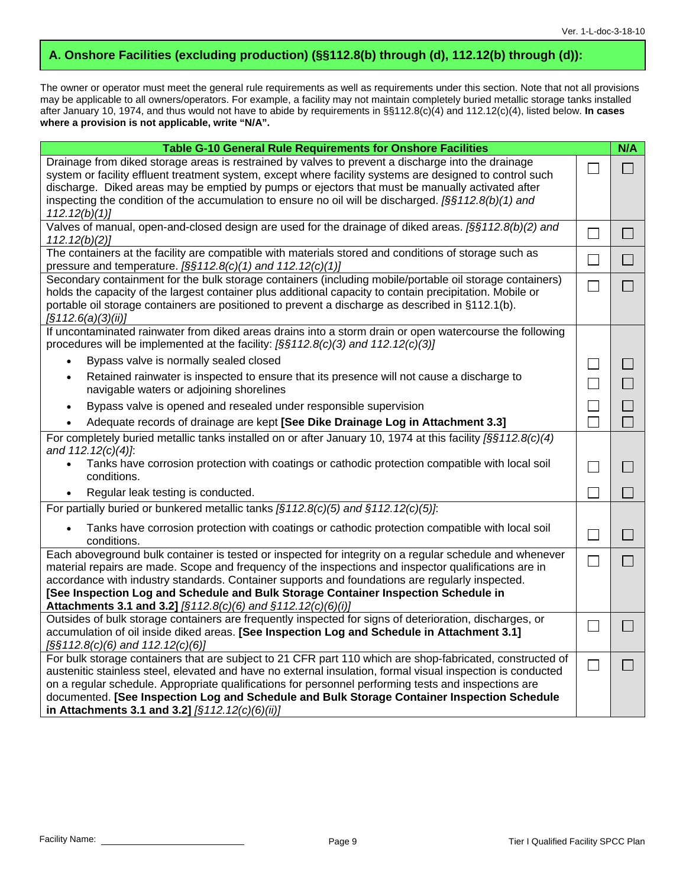## A. Onshore Facilities (excluding production) (§§112.8(b) through (d), 112.12(b) through (d)):

The owner or operator must meet the general rule requirements as well as requirements under this section. Note that not all provisions may be applicable to all owners/operators. For example, a facility may not maintain completely buried metallic storage tanks installed after January 10, 1974, and thus would not have to abide by requirements in §§112.8(c)(4) and 112.12(c)(4), listed below. **In cases where a provision is not applicable, write "N/A".**

| Table G-10 General Rule Requirements for Onshore Facilities | | N/A |
|---|---|---|
| Drainage from diked storage areas is restrained by valves to prevent a discharge into the drainage system or facility effluent treatment system, except where facility systems are designed to control such discharge. Diked areas may be emptied by pumps or ejectors that must be manually activated after inspecting the condition of the accumulation to ensure no oil will be discharged. *[§§112.8(b)(1) and 112.12(b)(1)]* | ☐ | ☐ |
| Valves of manual, open-and-closed design are used for the drainage of diked areas. *[§§112.8(b)(2) and 112.12(b)(2)]* | ☐ | ☐ |
| The containers at the facility are compatible with materials stored and conditions of storage such as pressure and temperature. *[§§112.8(c)(1) and 112.12(c)(1)]* | ☐ | ☐ |
| Secondary containment for the bulk storage containers (including mobile/portable oil storage containers) holds the capacity of the largest container plus additional capacity to contain precipitation. Mobile or portable oil storage containers are positioned to prevent a discharge as described in §112.1(b). *[§112.6(a)(3)(ii)]* | ☐ | ☐ |
| If uncontaminated rainwater from diked areas drains into a storm drain or open watercourse the following procedures will be implemented at the facility: *[§§112.8(c)(3) and 112.12(c)(3)]* | | |
| • Bypass valve is normally sealed closed | ☐ | ☐ |
| • Retained rainwater is inspected to ensure that its presence will not cause a discharge to navigable waters or adjoining shorelines | ☐ | ☐ |
| • Bypass valve is opened and resealed under responsible supervision | ☐ | ☐ |
| • Adequate records of drainage are kept **[See Dike Drainage Log in Attachment 3.3]** | ☐ | ☐ |
| For completely buried metallic tanks installed on or after January 10, 1974 at this facility *[§§112.8(c)(4) and 112.12(c)(4)]*: | | |
| • Tanks have corrosion protection with coatings or cathodic protection compatible with local soil conditions. | ☐ | ☐ |
| • Regular leak testing is conducted. | ☐ | ☐ |
| For partially buried or bunkered metallic tanks *[§112.8(c)(5) and §112.12(c)(5)]*: | | |
| • Tanks have corrosion protection with coatings or cathodic protection compatible with local soil conditions. | ☐ | ☐ |
| Each aboveground bulk container is tested or inspected for integrity on a regular schedule and whenever material repairs are made. Scope and frequency of the inspections and inspector qualifications are in accordance with industry standards. Container supports and foundations are regularly inspected. **[See Inspection Log and Schedule and Bulk Storage Container Inspection Schedule in Attachments 3.1 and 3.2]** *[§112.8(c)(6) and §112.12(c)(6)(i)]* | ☐ | ☐ |
| Outsides of bulk storage containers are frequently inspected for signs of deterioration, discharges, or accumulation of oil inside diked areas. **[See Inspection Log and Schedule in Attachment 3.1]** *[§§112.8(c)(6) and 112.12(c)(6)]* | ☐ | ☐ |
| For bulk storage containers that are subject to 21 CFR part 110 which are shop-fabricated, constructed of austenitic stainless steel, elevated and have no external insulation, formal visual inspection is conducted on a regular schedule. Appropriate qualifications for personnel performing tests and inspections are documented. **[See Inspection Log and Schedule and Bulk Storage Container Inspection Schedule in Attachments 3.1 and 3.2]** *[§112.12(c)(6)(ii)]* | ☐ | ☐ |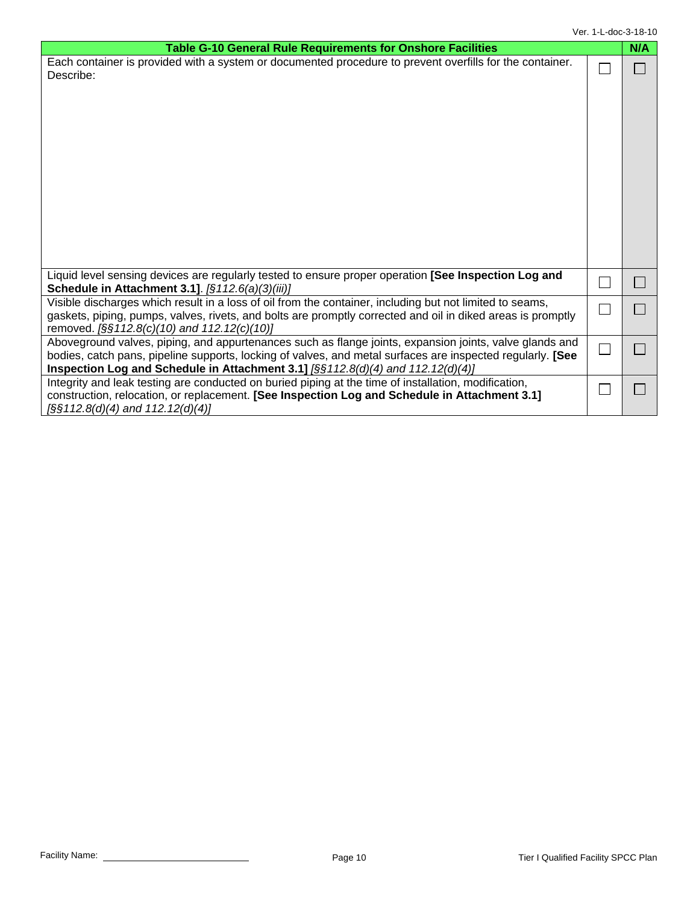| Table G-10 General Rule Requirements for Onshore Facilities | | N/A |
|---|---|---|
| Each container is provided with a system or documented procedure to prevent overfills for the container. Describe: | ☐ | ☐ |
| Liquid level sensing devices are regularly tested to ensure proper operation **[See Inspection Log and Schedule in Attachment 3.1]**. *[§112.6(a)(3)(iii)]* | ☐ | ☐ |
| Visible discharges which result in a loss of oil from the container, including but not limited to seams, gaskets, piping, pumps, valves, rivets, and bolts are promptly corrected and oil in diked areas is promptly removed. *[§§112.8(c)(10) and 112.12(c)(10)]* | ☐ | ☐ |
| Aboveground valves, piping, and appurtenances such as flange joints, expansion joints, valve glands and bodies, catch pans, pipeline supports, locking of valves, and metal surfaces are inspected regularly. **[See Inspection Log and Schedule in Attachment 3.1]** *[§§112.8(d)(4) and 112.12(d)(4)]* | ☐ | ☐ |
| Integrity and leak testing are conducted on buried piping at the time of installation, modification, construction, relocation, or replacement. **[See Inspection Log and Schedule in Attachment 3.1]** *[§§112.8(d)(4) and 112.12(d)(4)]* | ☐ | ☐ |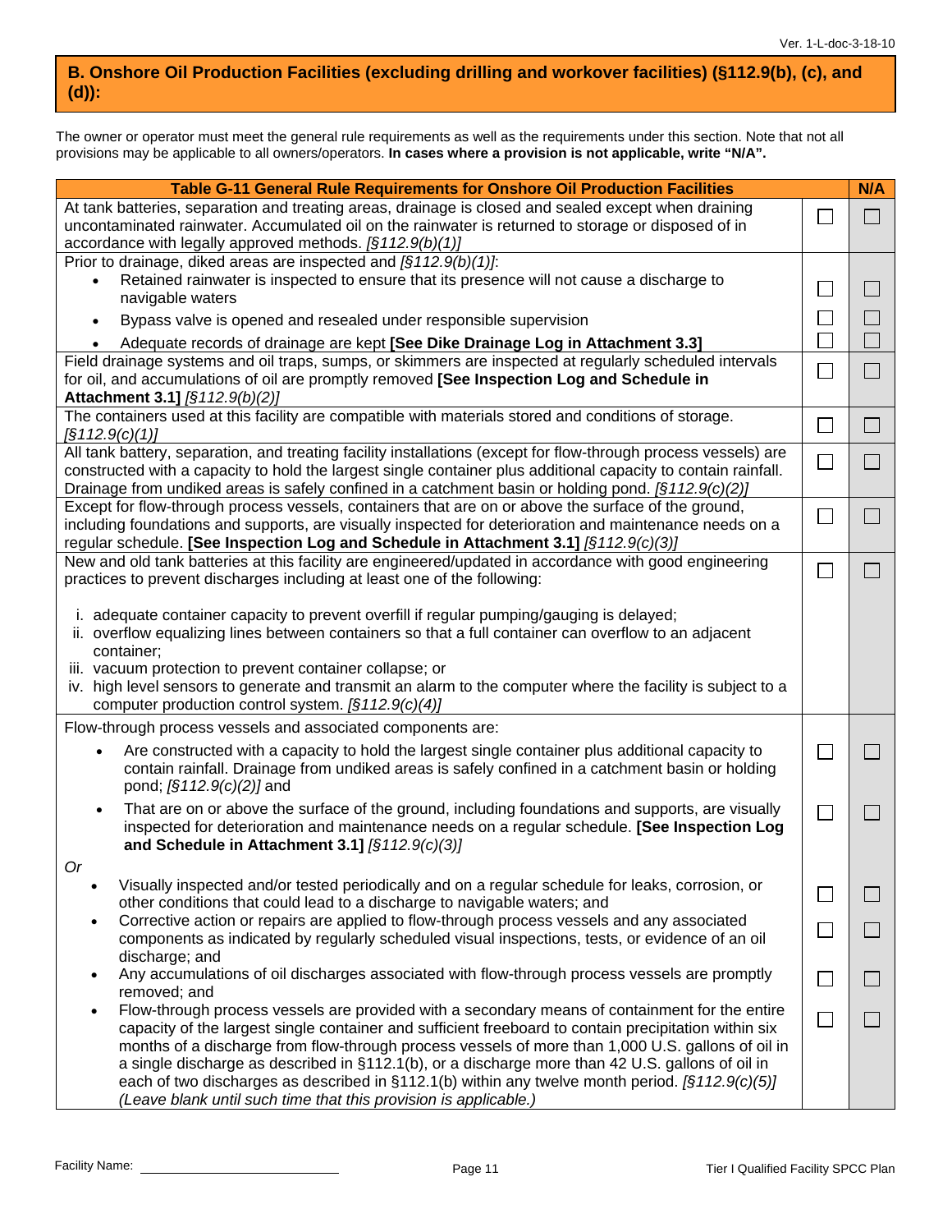## B. Onshore Oil Production Facilities (excluding drilling and workover facilities) (§112.9(b), (c), and (d)):

The owner or operator must meet the general rule requirements as well as the requirements under this section. Note that not all provisions may be applicable to all owners/operators. **In cases where a provision is not applicable, write "N/A".**

| Table G-11 General Rule Requirements for Onshore Oil Production Facilities | | N/A |
|---|---|---|
| At tank batteries, separation and treating areas, drainage is closed and sealed except when draining uncontaminated rainwater. Accumulated oil on the rainwater is returned to storage or disposed of in accordance with legally approved methods. *[§112.9(b)(1)]* | ☐ | ☐ |
| Prior to drainage, diked areas are inspected and *[§112.9(b)(1)]*: | | |
| • Retained rainwater is inspected to ensure that its presence will not cause a discharge to navigable waters | ☐ | ☐ |
| • Bypass valve is opened and resealed under responsible supervision | ☐ | ☐ |
| • Adequate records of drainage are kept **[See Dike Drainage Log in Attachment 3.3]** | ☐ | ☐ |
| Field drainage systems and oil traps, sumps, or skimmers are inspected at regularly scheduled intervals for oil, and accumulations of oil are promptly removed **[See Inspection Log and Schedule in Attachment 3.1]** *[§112.9(b)(2)]* | ☐ | ☐ |
| The containers used at this facility are compatible with materials stored and conditions of storage. *[§112.9(c)(1)]* | ☐ | ☐ |
| All tank battery, separation, and treating facility installations (except for flow-through process vessels) are constructed with a capacity to hold the largest single container plus additional capacity to contain rainfall. Drainage from undiked areas is safely confined in a catchment basin or holding pond. *[§112.9(c)(2)]* | ☐ | ☐ |
| Except for flow-through process vessels, containers that are on or above the surface of the ground, including foundations and supports, are visually inspected for deterioration and maintenance needs on a regular schedule. **[See Inspection Log and Schedule in Attachment 3.1]** *[§112.9(c)(3)]* | ☐ | ☐ |
| New and old tank batteries at this facility are engineered/updated in accordance with good engineering practices to prevent discharges including at least one of the following:<br><br>i. adequate container capacity to prevent overfill if regular pumping/gauging is delayed;<br>ii. overflow equalizing lines between containers so that a full container can overflow to an adjacent container;<br>iii. vacuum protection to prevent container collapse; or<br>iv. high level sensors to generate and transmit an alarm to the computer where the facility is subject to a computer production control system. *[§112.9(c)(4)]* | ☐ | ☐ |
| Flow-through process vessels and associated components are: | | |
| • Are constructed with a capacity to hold the largest single container plus additional capacity to contain rainfall. Drainage from undiked areas is safely confined in a catchment basin or holding pond; *[§112.9(c)(2)]* and | ☐ | ☐ |
| • That are on or above the surface of the ground, including foundations and supports, are visually inspected for deterioration and maintenance needs on a regular schedule. **[See Inspection Log and Schedule in Attachment 3.1]** *[§112.9(c)(3)]* | ☐ | ☐ |
| *Or* | | |
| • Visually inspected and/or tested periodically and on a regular schedule for leaks, corrosion, or other conditions that could lead to a discharge to navigable waters; and | ☐ | ☐ |
| • Corrective action or repairs are applied to flow-through process vessels and any associated components as indicated by regularly scheduled visual inspections, tests, or evidence of an oil discharge; and | ☐ | ☐ |
| • Any accumulations of oil discharges associated with flow-through process vessels are promptly removed; and | ☐ | ☐ |
| • Flow-through process vessels are provided with a secondary means of containment for the entire capacity of the largest single container and sufficient freeboard to contain precipitation within six months of a discharge from flow-through process vessels of more than 1,000 U.S. gallons of oil in a single discharge as described in §112.1(b), or a discharge more than 42 U.S. gallons of oil in each of two discharges as described in §112.1(b) within any twelve month period. *[§112.9(c)(5)] (Leave blank until such time that this provision is applicable.)* | ☐ | ☐ |

Facility Name: ______________________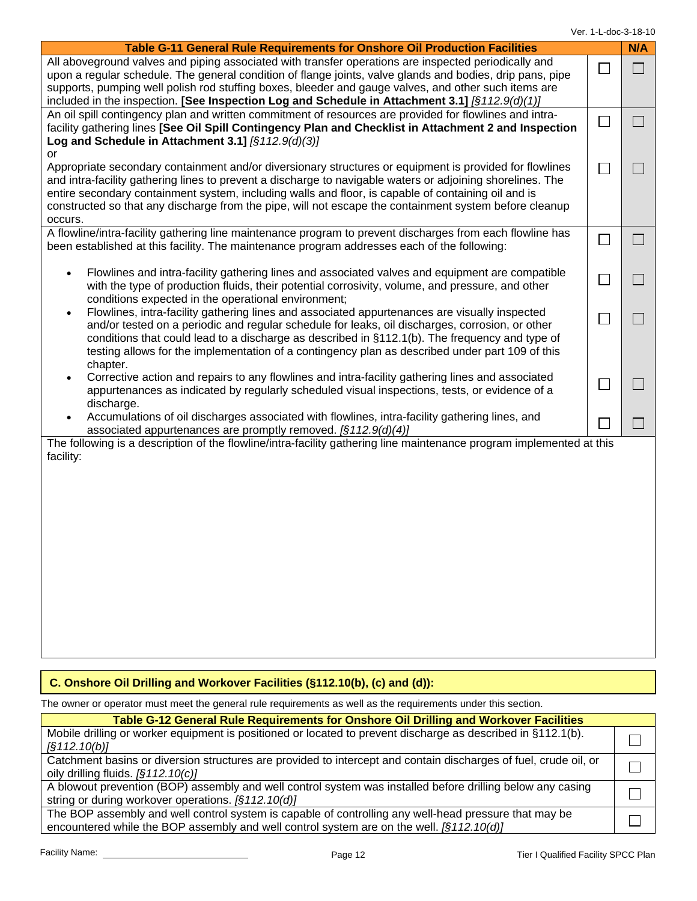| Table G-11 General Rule Requirements for Onshore Oil Production Facilities | | N/A |
|---|---|---|
| All aboveground valves and piping associated with transfer operations are inspected periodically and upon a regular schedule. The general condition of flange joints, valve glands and bodies, drip pans, pipe supports, pumping well polish rod stuffing boxes, bleeder and gauge valves, and other such items are included in the inspection. **[See Inspection Log and Schedule in Attachment 3.1]** *[§112.9(d)(1)]* | ☐ | ☐ |
| An oil spill contingency plan and written commitment of resources are provided for flowlines and intra-facility gathering lines **[See Oil Spill Contingency Plan and Checklist in Attachment 2 and Inspection Log and Schedule in Attachment 3.1]** *[§112.9(d)(3)]* | ☐ | ☐ |
| or | | |
| Appropriate secondary containment and/or diversionary structures or equipment is provided for flowlines and intra-facility gathering lines to prevent a discharge to navigable waters or adjoining shorelines. The entire secondary containment system, including walls and floor, is capable of containing oil and is constructed so that any discharge from the pipe, will not escape the containment system before cleanup occurs. | ☐ | ☐ |
| A flowline/intra-facility gathering line maintenance program to prevent discharges from each flowline has been established at this facility. The maintenance program addresses each of the following: | ☐ | ☐ |
| • Flowlines and intra-facility gathering lines and associated valves and equipment are compatible with the type of production fluids, their potential corrosivity, volume, and pressure, and other conditions expected in the operational environment; | ☐ | ☐ |
| • Flowlines, intra-facility gathering lines and associated appurtenances are visually inspected and/or tested on a periodic and regular schedule for leaks, oil discharges, corrosion, or other conditions that could lead to a discharge as described in §112.1(b). The frequency and type of testing allows for the implementation of a contingency plan as described under part 109 of this chapter. | ☐ | ☐ |
| • Corrective action and repairs to any flowlines and intra-facility gathering lines and associated appurtenances as indicated by regularly scheduled visual inspections, tests, or evidence of a discharge. | ☐ | ☐ |
| • Accumulations of oil discharges associated with flowlines, intra-facility gathering lines, and associated appurtenances are promptly removed. *[§112.9(d)(4)]* | ☐ | ☐ |
| The following is a description of the flowline/intra-facility gathering line maintenance program implemented at this facility: | | |

## C. Onshore Oil Drilling and Workover Facilities (§112.10(b), (c) and (d)):

The owner or operator must meet the general rule requirements as well as the requirements under this section.

| Table G-12 General Rule Requirements for Onshore Oil Drilling and Workover Facilities | |
|---|---|
| Mobile drilling or worker equipment is positioned or located to prevent discharge as described in §112.1(b). *[§112.10(b)]* | ☐ |
| Catchment basins or diversion structures are provided to intercept and contain discharges of fuel, crude oil, or oily drilling fluids. *[§112.10(c)]* | ☐ |
| A blowout prevention (BOP) assembly and well control system was installed before drilling below any casing string or during workover operations. *[§112.10(d)]* | ☐ |
| The BOP assembly and well control system is capable of controlling any well-head pressure that may be encountered while the BOP assembly and well control system are on the well. *[§112.10(d)]* | ☐ |

Facility Name: ______________________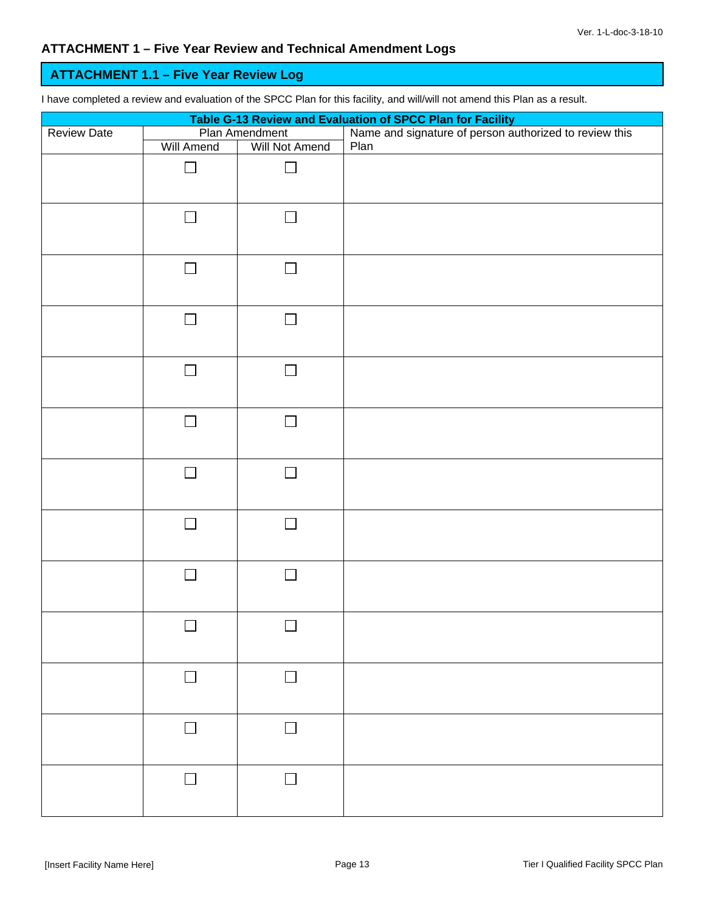## ATTACHMENT 1 – Five Year Review and Technical Amendment Logs

### ATTACHMENT 1.1 – Five Year Review Log

I have completed a review and evaluation of the SPCC Plan for this facility, and will/will not amend this Plan as a result.

| Table G-13 Review and Evaluation of SPCC Plan for Facility | | | |
|---|---|---|---|
| Review Date | Plan Amendment | | Name and signature of person authorized to review this Plan |
| | Will Amend | Will Not Amend | |
| | ☐ | ☐ | |
| | ☐ | ☐ | |
| | ☐ | ☐ | |
| | ☐ | ☐ | |
| | ☐ | ☐ | |
| | ☐ | ☐ | |
| | ☐ | ☐ | |
| | ☐ | ☐ | |
| | ☐ | ☐ | |
| | ☐ | ☐ | |
| | ☐ | ☐ | |
| | ☐ | ☐ | |
| | ☐ | ☐ | |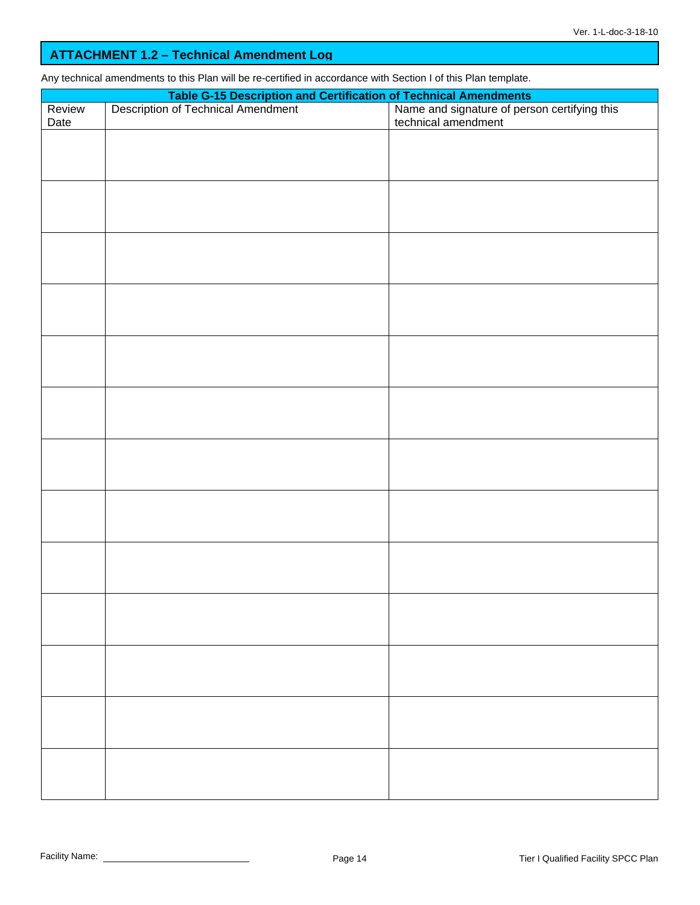## ATTACHMENT 1.2 – Technical Amendment Log

Any technical amendments to this Plan will be re-certified in accordance with Section I of this Plan template.

| Table G-15 Description and Certification of Technical Amendments | | |
|---|---|---|
| Review Date | Description of Technical Amendment | Name and signature of person certifying this technical amendment |
| | | |
| | | |
| | | |
| | | |
| | | |
| | | |
| | | |
| | | |
| | | |
| | | |
| | | |
| | | |
| | | |

Facility Name: ______________________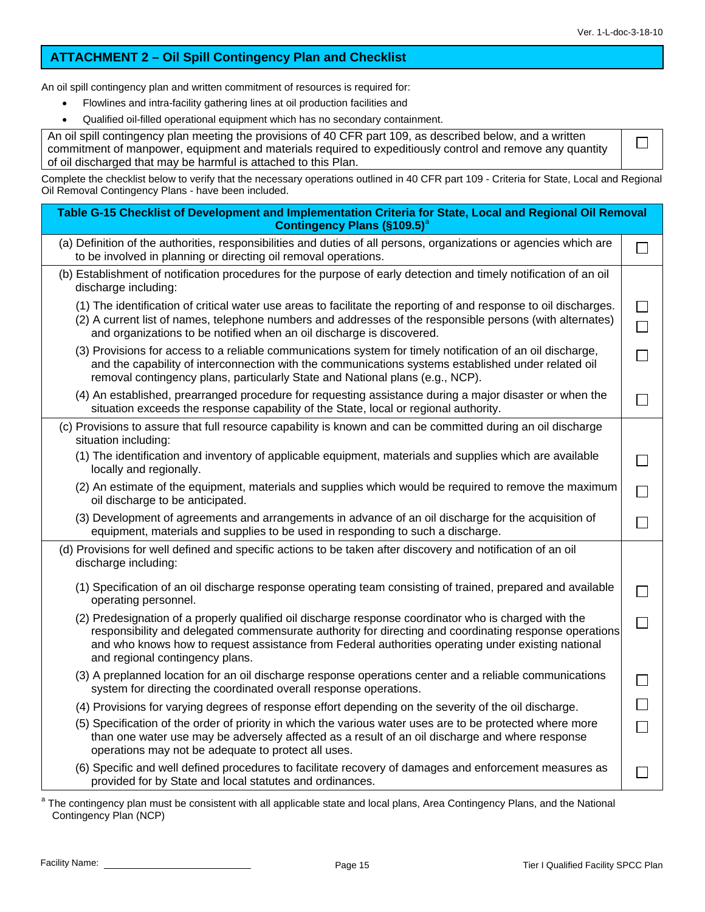## ATTACHMENT 2 – Oil Spill Contingency Plan and Checklist

An oil spill contingency plan and written commitment of resources is required for:

- Flowlines and intra-facility gathering lines at oil production facilities and
- Qualified oil-filled operational equipment which has no secondary containment.

| | |
|---|---|
| An oil spill contingency plan meeting the provisions of 40 CFR part 109, as described below, and a written commitment of manpower, equipment and materials required to expeditiously control and remove any quantity of oil discharged that may be harmful is attached to this Plan. | ☐ |

Complete the checklist below to verify that the necessary operations outlined in 40 CFR part 109 - Criteria for State, Local and Regional Oil Removal Contingency Plans - have been included.

| Table G-15 Checklist of Development and Implementation Criteria for State, Local and Regional Oil Removal Contingency Plans (§109.5)[a] | |
|---|---|
| (a) Definition of the authorities, responsibilities and duties of all persons, organizations or agencies which are to be involved in planning or directing oil removal operations. | ☐ |
| (b) Establishment of notification procedures for the purpose of early detection and timely notification of an oil discharge including: | |
| (1) The identification of critical water use areas to facilitate the reporting of and response to oil discharges. | ☐ |
| (2) A current list of names, telephone numbers and addresses of the responsible persons (with alternates) and organizations to be notified when an oil discharge is discovered. | ☐ |
| (3) Provisions for access to a reliable communications system for timely notification of an oil discharge, and the capability of interconnection with the communications systems established under related oil removal contingency plans, particularly State and National plans (e.g., NCP). | ☐ |
| (4) An established, prearranged procedure for requesting assistance during a major disaster or when the situation exceeds the response capability of the State, local or regional authority. | ☐ |
| (c) Provisions to assure that full resource capability is known and can be committed during an oil discharge situation including: | |
| (1) The identification and inventory of applicable equipment, materials and supplies which are available locally and regionally. | ☐ |
| (2) An estimate of the equipment, materials and supplies which would be required to remove the maximum oil discharge to be anticipated. | ☐ |
| (3) Development of agreements and arrangements in advance of an oil discharge for the acquisition of equipment, materials and supplies to be used in responding to such a discharge. | ☐ |
| (d) Provisions for well defined and specific actions to be taken after discovery and notification of an oil discharge including: | |
| (1) Specification of an oil discharge response operating team consisting of trained, prepared and available operating personnel. | ☐ |
| (2) Predesignation of a properly qualified oil discharge response coordinator who is charged with the responsibility and delegated commensurate authority for directing and coordinating response operations and who knows how to request assistance from Federal authorities operating under existing national and regional contingency plans. | ☐ |
| (3) A preplanned location for an oil discharge response operations center and a reliable communications system for directing the coordinated overall response operations. | ☐ |
| (4) Provisions for varying degrees of response effort depending on the severity of the oil discharge. | ☐ |
| (5) Specification of the order of priority in which the various water uses are to be protected where more than one water use may be adversely affected as a result of an oil discharge and where response operations may not be adequate to protect all uses. | ☐ |
| (6) Specific and well defined procedures to facilitate recovery of damages and enforcement measures as provided for by State and local statutes and ordinances. | ☐ |

[a] The contingency plan must be consistent with all applicable state and local plans, Area Contingency Plans, and the National Contingency Plan (NCP)

Facility Name: ____________________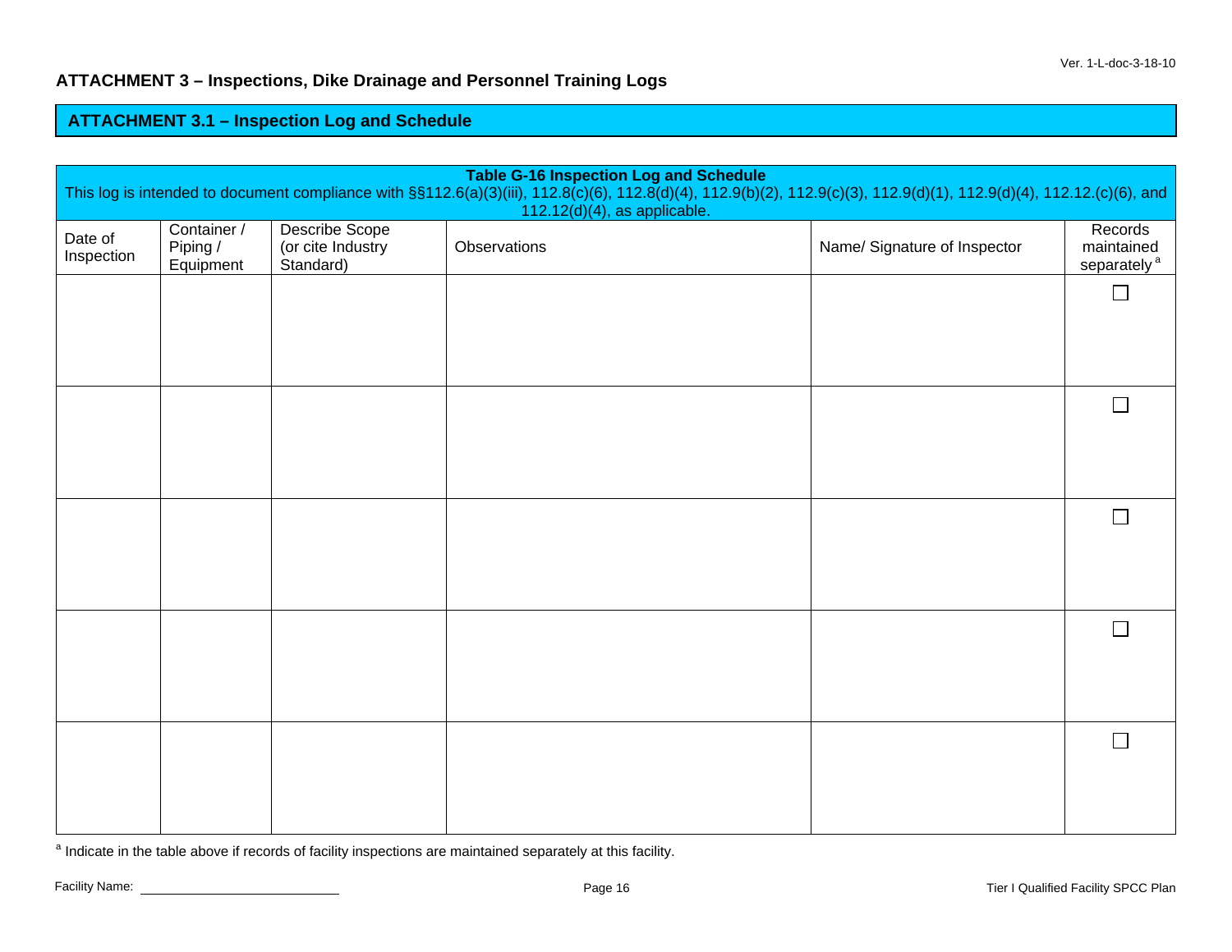## ATTACHMENT 3 – Inspections, Dike Drainage and Personnel Training Logs

### ATTACHMENT 3.1 – Inspection Log and Schedule

| **Table G-16 Inspection Log and Schedule**<br>This log is intended to document compliance with §§112.6(a)(3)(iii), 112.8(c)(6), 112.8(d)(4), 112.9(b)(2), 112.9(c)(3), 112.9(d)(1), 112.9(d)(4), 112.12.(c)(6), and 112.12(d)(4), as applicable. | | | | | |
|---|---|---|---|---|---|
| Date of Inspection | Container / Piping / Equipment | Describe Scope (or cite Industry Standard) | Observations | Name/ Signature of Inspector | Records maintained separately [a] |
| | | | | | ☐ |
| | | | | | ☐ |
| | | | | | ☐ |
| | | | | | ☐ |
| | | | | | ☐ |

[a] Indicate in the table above if records of facility inspections are maintained separately at this facility.

Facility Name: ____________________________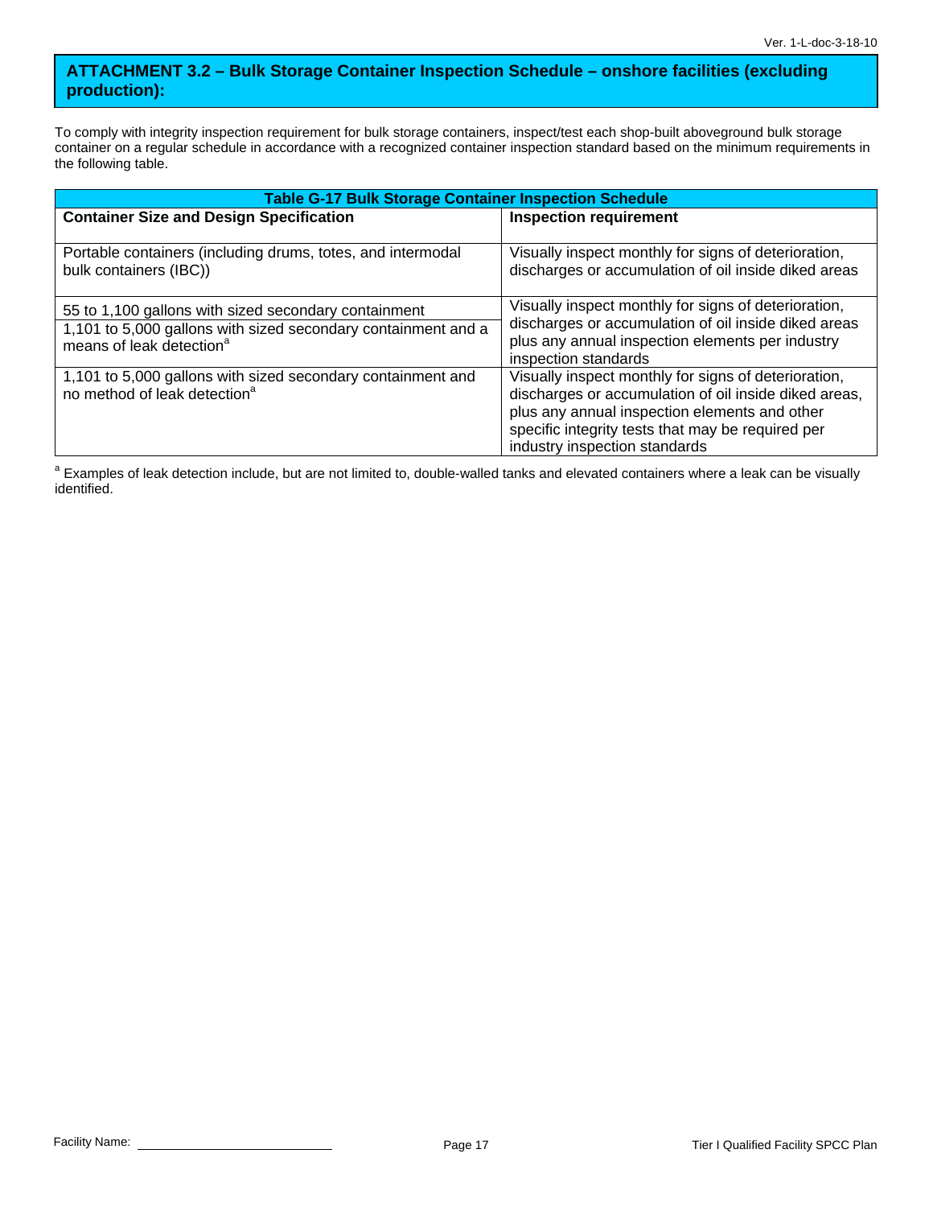## ATTACHMENT 3.2 – Bulk Storage Container Inspection Schedule – onshore facilities (excluding production):

To comply with integrity inspection requirement for bulk storage containers, inspect/test each shop-built aboveground bulk storage container on a regular schedule in accordance with a recognized container inspection standard based on the minimum requirements in the following table.

| Table G-17 Bulk Storage Container Inspection Schedule | |
|---|---|
| **Container Size and Design Specification** | **Inspection requirement** |
| Portable containers (including drums, totes, and intermodal bulk containers (IBC)) | Visually inspect monthly for signs of deterioration, discharges or accumulation of oil inside diked areas |
| 55 to 1,100 gallons with sized secondary containment<br>1,101 to 5,000 gallons with sized secondary containment and a means of leak detection[a] | Visually inspect monthly for signs of deterioration, discharges or accumulation of oil inside diked areas plus any annual inspection elements per industry inspection standards |
| 1,101 to 5,000 gallons with sized secondary containment and no method of leak detection[a] | Visually inspect monthly for signs of deterioration, discharges or accumulation of oil inside diked areas, plus any annual inspection elements and other specific integrity tests that may be required per industry inspection standards |

[a] Examples of leak detection include, but are not limited to, double-walled tanks and elevated containers where a leak can be visually identified.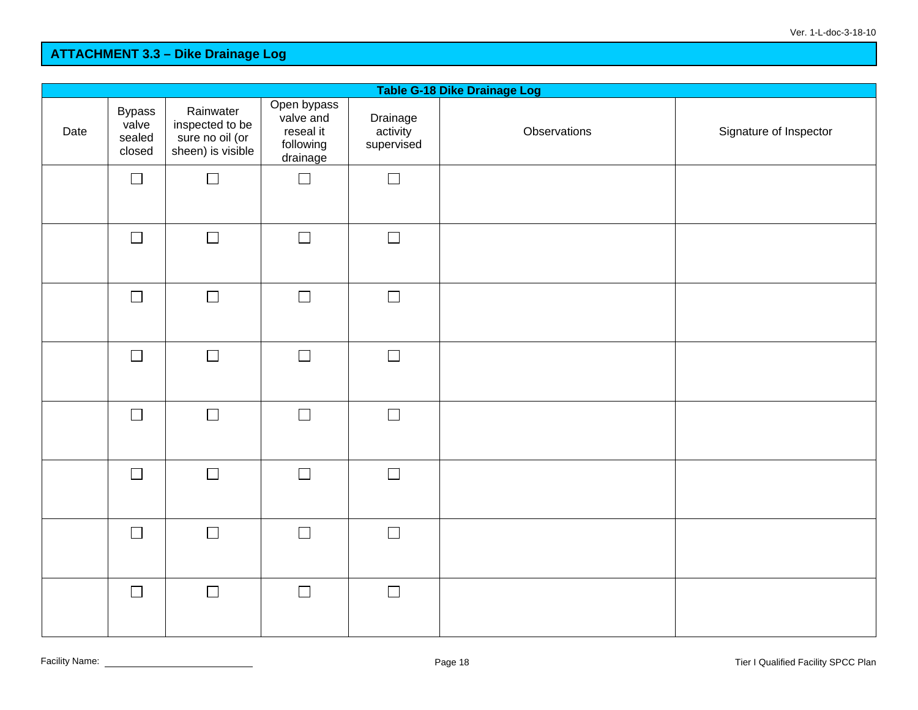## ATTACHMENT 3.3 – Dike Drainage Log

**Table G-18 Dike Drainage Log**

| Date | Bypass valve sealed closed | Rainwater inspected to be sure no oil (or sheen) is visible | Open bypass valve and reseal it following drainage | Drainage activity supervised | Observations | Signature of Inspector |
|---|---|---|---|---|---|---|
| | ☐ | ☐ | ☐ | ☐ | | |
| | ☐ | ☐ | ☐ | ☐ | | |
| | ☐ | ☐ | ☐ | ☐ | | |
| | ☐ | ☐ | ☐ | ☐ | | |
| | ☐ | ☐ | ☐ | ☐ | | |
| | ☐ | ☐ | ☐ | ☐ | | |
| | ☐ | ☐ | ☐ | ☐ | | |
| | ☐ | ☐ | ☐ | ☐ | | |

Facility Name: ______________________

Tier I Qualified Facility SPCC Plan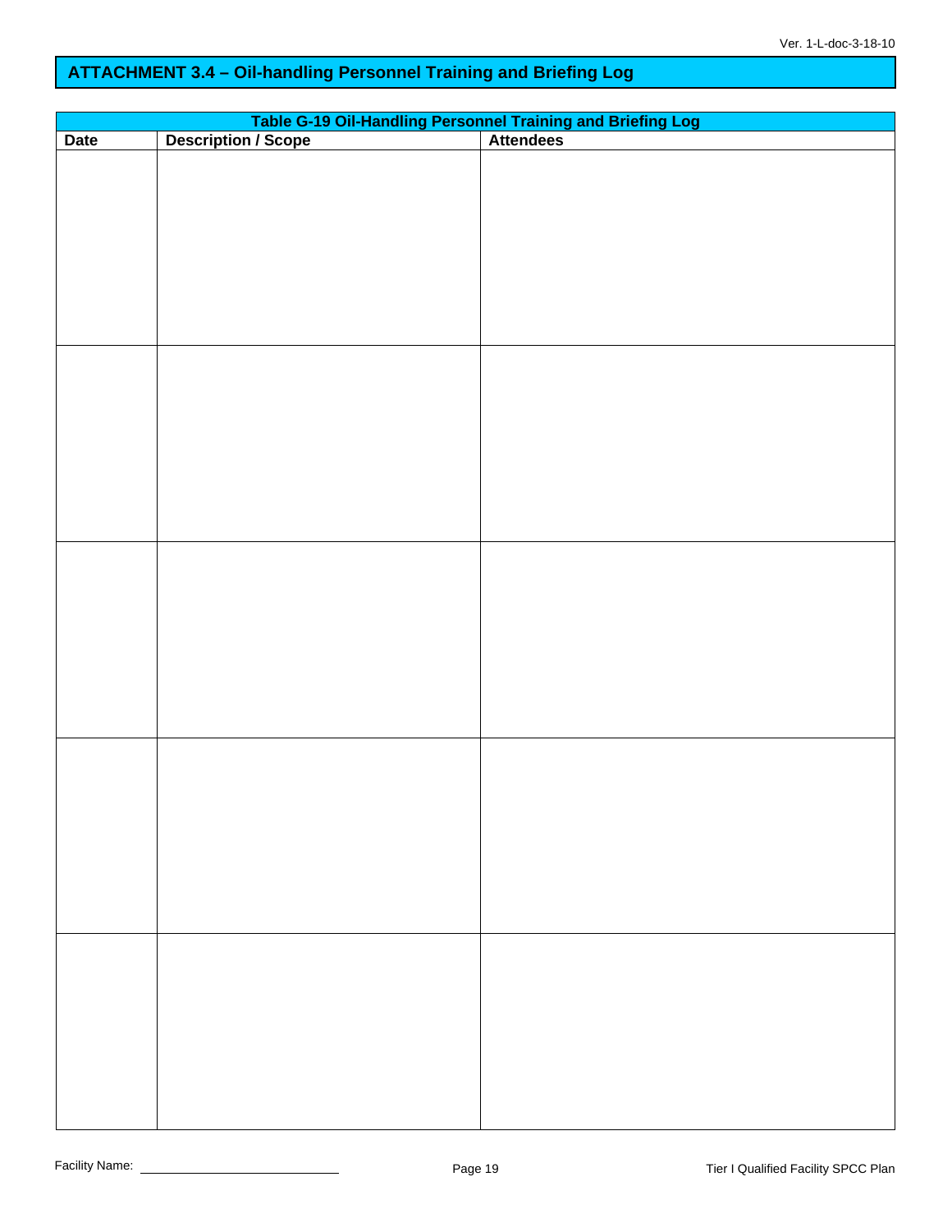## ATTACHMENT 3.4 – Oil-handling Personnel Training and Briefing Log

**Table G-19 Oil-Handling Personnel Training and Briefing Log**

| Date | Description / Scope | Attendees |
|---|---|---|
| | | |
| | | |
| | | |
| | | |
| | | |

Facility Name: ______________________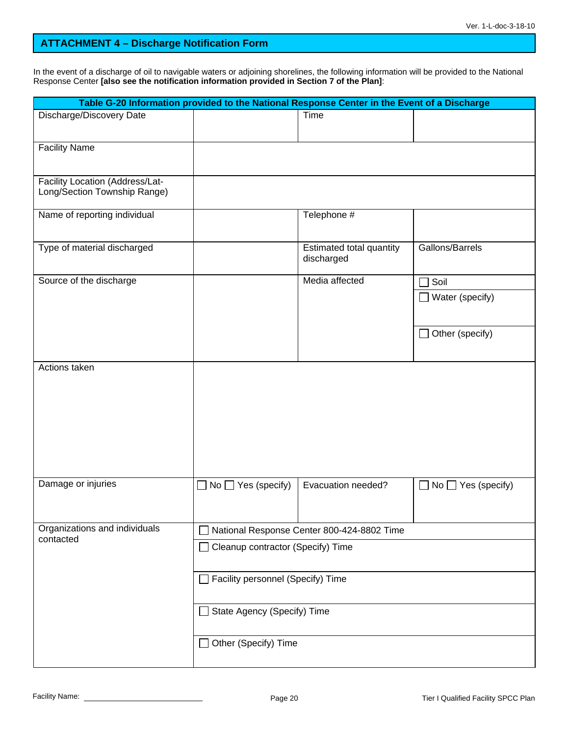## ATTACHMENT 4 – Discharge Notification Form

In the event of a discharge of oil to navigable waters or adjoining shorelines, the following information will be provided to the National Response Center **[also see the notification information provided in Section 7 of the Plan]**:

| Table G-20 Information provided to the National Response Center in the Event of a Discharge | | | |
|---|---|---|---|
| Discharge/Discovery Date | | Time | |
| Facility Name | | | |
| Facility Location (Address/Lat-Long/Section Township Range) | | | |
| Name of reporting individual | | Telephone # | |
| Type of material discharged | | Estimated total quantity discharged | Gallons/Barrels |
| Source of the discharge | | Media affected | ☐ Soil<br>☐ Water (specify)<br>☐ Other (specify) |
| Actions taken | | | |
| Damage or injuries | ☐ No ☐ Yes (specify) | Evacuation needed? | ☐ No ☐ Yes (specify) |
| Organizations and individuals contacted | ☐ National Response Center 800-424-8802 Time<br>☐ Cleanup contractor (Specify) Time<br>☐ Facility personnel (Specify) Time<br>☐ State Agency (Specify) Time<br>☐ Other (Specify) Time | | |